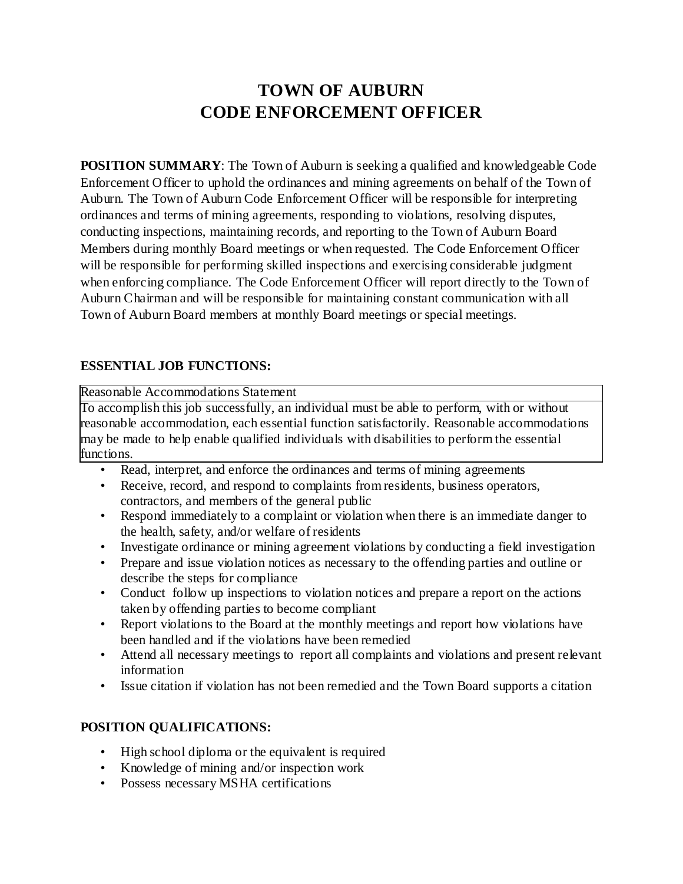# TOWN OF AUBURN
# CODE ENFORCEMENT OFFICER

**POSITION SUMMARY**: The Town of Auburn is seeking a qualified and knowledgeable Code Enforcement Officer to uphold the ordinances and mining agreements on behalf of the Town of Auburn. The Town of Auburn Code Enforcement Officer will be responsible for interpreting ordinances and terms of mining agreements, responding to violations, resolving disputes, conducting inspections, maintaining records, and reporting to the Town of Auburn Board Members during monthly Board meetings or when requested. The Code Enforcement Officer will be responsible for performing skilled inspections and exercising considerable judgment when enforcing compliance. The Code Enforcement Officer will report directly to the Town of Auburn Chairman and will be responsible for maintaining constant communication with all Town of Auburn Board members at monthly Board meetings or special meetings.

**ESSENTIAL JOB FUNCTIONS:**

| Reasonable Accommodations Statement |
| --- |
| To accomplish this job successfully, an individual must be able to perform, with or without reasonable accommodation, each essential function satisfactorily. Reasonable accommodations may be made to help enable qualified individuals with disabilities to perform the essential functions. |

- Read, interpret, and enforce the ordinances and terms of mining agreements
- Receive, record, and respond to complaints from residents, business operators, contractors, and members of the general public
- Respond immediately to a complaint or violation when there is an immediate danger to the health, safety, and/or welfare of residents
- Investigate ordinance or mining agreement violations by conducting a field investigation
- Prepare and issue violation notices as necessary to the offending parties and outline or describe the steps for compliance
- Conduct follow up inspections to violation notices and prepare a report on the actions taken by offending parties to become compliant
- Report violations to the Board at the monthly meetings and report how violations have been handled and if the violations have been remedied
- Attend all necessary meetings to report all complaints and violations and present relevant information
- Issue citation if violation has not been remedied and the Town Board supports a citation

**POSITION QUALIFICATIONS:**

- High school diploma or the equivalent is required
- Knowledge of mining and/or inspection work
- Possess necessary MSHA certifications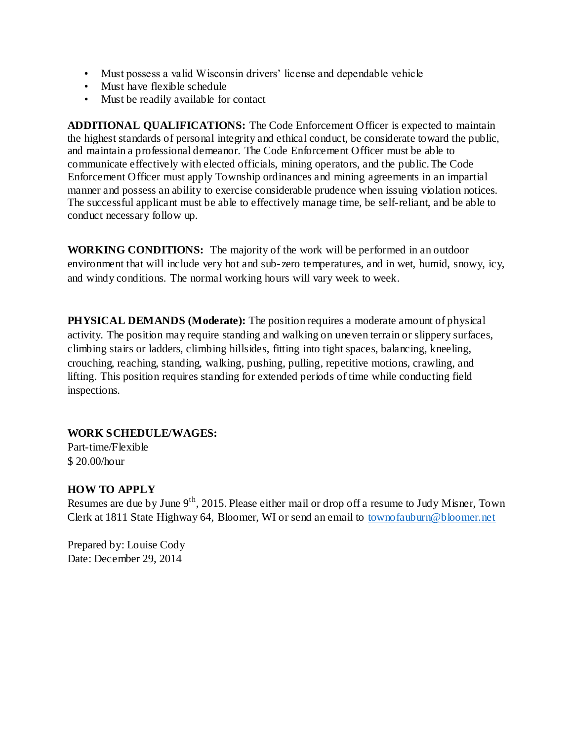- Must possess a valid Wisconsin drivers' license and dependable vehicle
- Must have flexible schedule
- Must be readily available for contact

**ADDITIONAL QUALIFICATIONS:** The Code Enforcement Officer is expected to maintain the highest standards of personal integrity and ethical conduct, be considerate toward the public, and maintain a professional demeanor. The Code Enforcement Officer must be able to communicate effectively with elected officials, mining operators, and the public. The Code Enforcement Officer must apply Township ordinances and mining agreements in an impartial manner and possess an ability to exercise considerable prudence when issuing violation notices. The successful applicant must be able to effectively manage time, be self-reliant, and be able to conduct necessary follow up.

**WORKING CONDITIONS:** The majority of the work will be performed in an outdoor environment that will include very hot and sub-zero temperatures, and in wet, humid, snowy, icy, and windy conditions. The normal working hours will vary week to week.

**PHYSICAL DEMANDS (Moderate):** The position requires a moderate amount of physical activity. The position may require standing and walking on uneven terrain or slippery surfaces, climbing stairs or ladders, climbing hillsides, fitting into tight spaces, balancing, kneeling, crouching, reaching, standing, walking, pushing, pulling, repetitive motions, crawling, and lifting. This position requires standing for extended periods of time while conducting field inspections.

**WORK SCHEDULE/WAGES:**
Part-time/Flexible
$ 20.00/hour

**HOW TO APPLY**
Resumes are due by June 9th, 2015. Please either mail or drop off a resume to Judy Misner, Town Clerk at 1811 State Highway 64, Bloomer, WI or send an email to townofauburn@bloomer.net

Prepared by: Louise Cody
Date: December 29, 2014